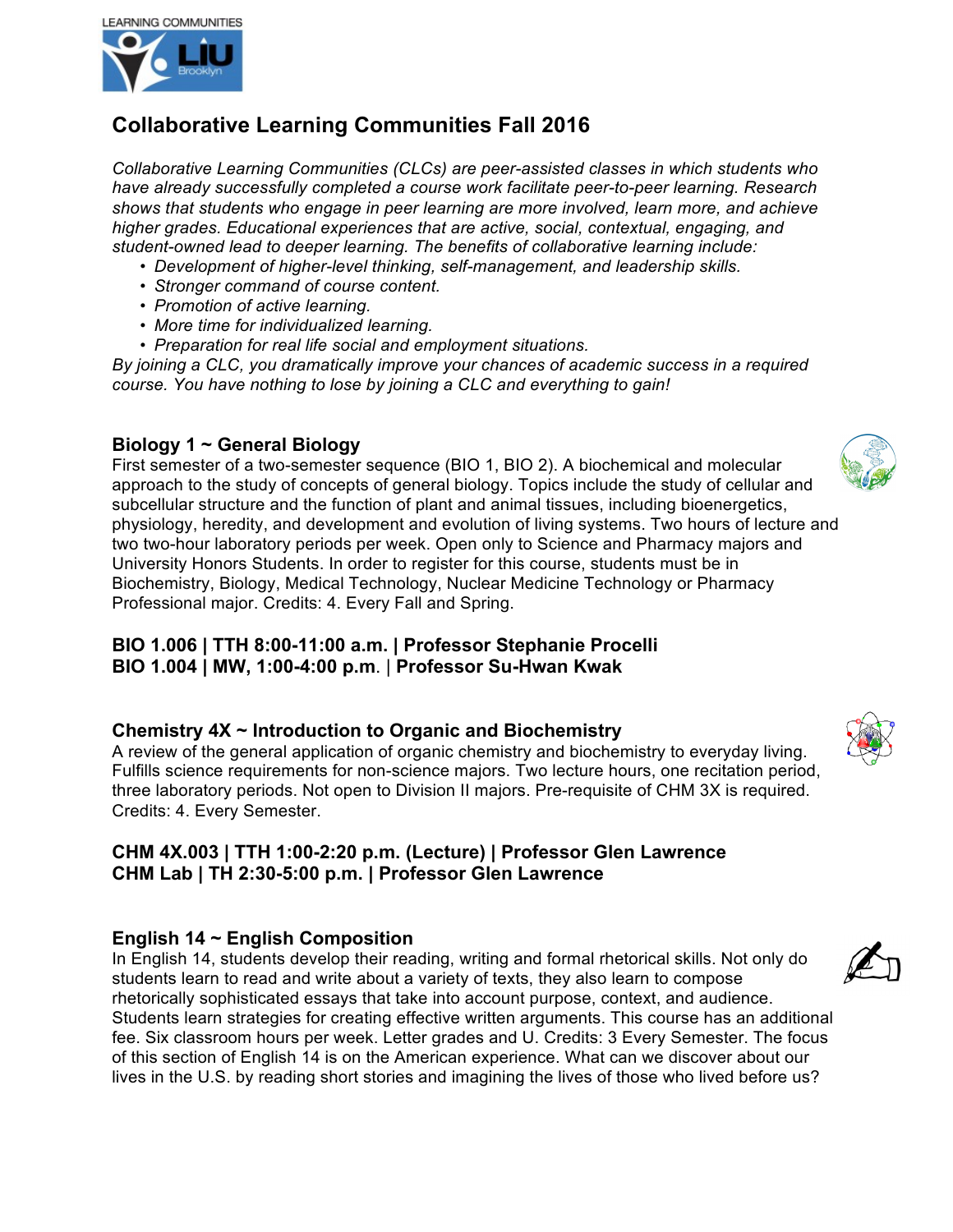LEARNING COMMUNITIES

# Collaborative Learning Communities Fall 2016

*Collaborative Learning Communities (CLCs) are peer-assisted classes in which students who have already successfully completed a course work facilitate peer-to-peer learning. Research shows that students who engage in peer learning are more involved, learn more, and achieve higher grades. Educational experiences that are active, social, contextual, engaging, and student-owned lead to deeper learning. The benefits of collaborative learning include:*

- *Development of higher-level thinking, self-management, and leadership skills.*
- *Stronger command of course content.*
- *Promotion of active learning.*
- *More time for individualized learning.*
- *Preparation for real life social and employment situations.*

*By joining a CLC, you dramatically improve your chances of academic success in a required course. You have nothing to lose by joining a CLC and everything to gain!*

### Biology 1 ~ General Biology

First semester of a two-semester sequence (BIO 1, BIO 2). A biochemical and molecular approach to the study of concepts of general biology. Topics include the study of cellular and subcellular structure and the function of plant and animal tissues, including bioenergetics, physiology, heredity, and development and evolution of living systems. Two hours of lecture and two two-hour laboratory periods per week. Open only to Science and Pharmacy majors and University Honors Students. In order to register for this course, students must be in Biochemistry, Biology, Medical Technology, Nuclear Medicine Technology or Pharmacy Professional major. Credits: 4. Every Fall and Spring.

**BIO 1.006 | TTH 8:00-11:00 a.m. | Professor Stephanie Procelli**
**BIO 1.004 | MW, 1:00-4:00 p.m. | Professor Su-Hwan Kwak**

### Chemistry 4X ~ Introduction to Organic and Biochemistry

A review of the general application of organic chemistry and biochemistry to everyday living. Fulfills science requirements for non-science majors. Two lecture hours, one recitation period, three laboratory periods. Not open to Division II majors. Pre-requisite of CHM 3X is required. Credits: 4. Every Semester.

**CHM 4X.003 | TTH 1:00-2:20 p.m. (Lecture) | Professor Glen Lawrence**
**CHM Lab | TH 2:30-5:00 p.m. | Professor Glen Lawrence**

### English 14 ~ English Composition

In English 14, students develop their reading, writing and formal rhetorical skills. Not only do students learn to read and write about a variety of texts, they also learn to compose rhetorically sophisticated essays that take into account purpose, context, and audience. Students learn strategies for creating effective written arguments. This course has an additional fee. Six classroom hours per week. Letter grades and U. Credits: 3 Every Semester. The focus of this section of English 14 is on the American experience. What can we discover about our lives in the U.S. by reading short stories and imagining the lives of those who lived before us?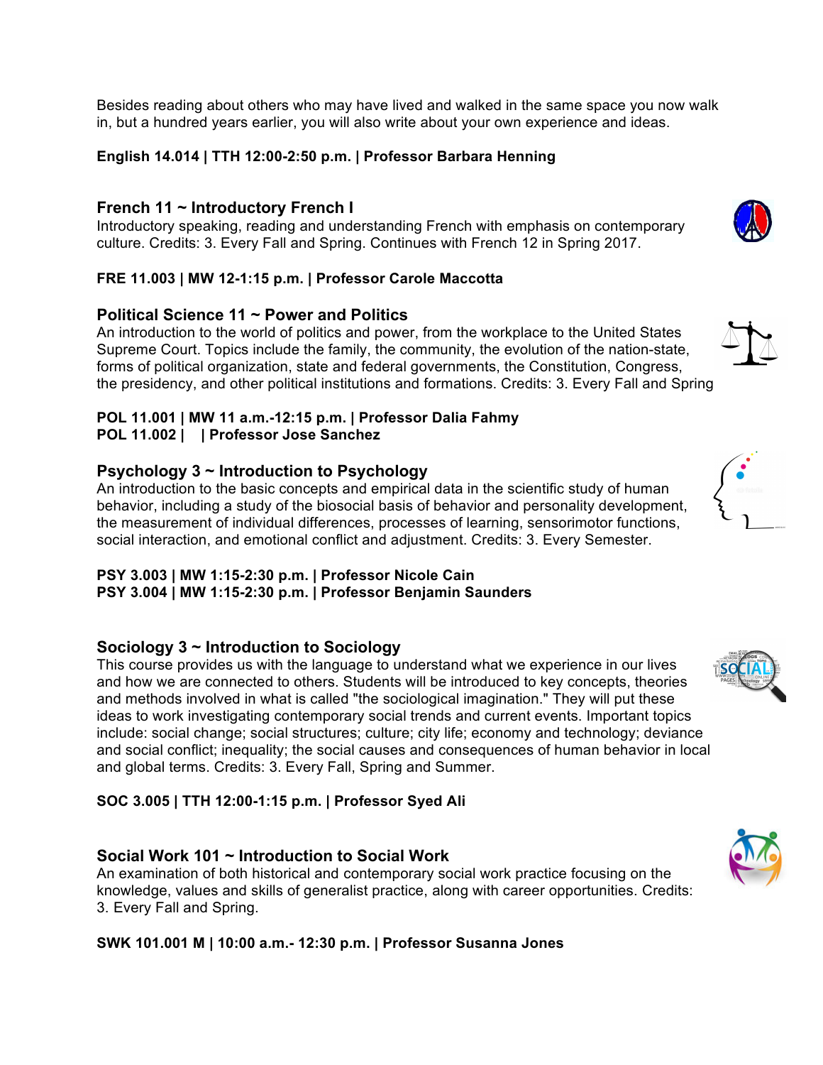Besides reading about others who may have lived and walked in the same space you now walk in, but a hundred years earlier, you will also write about your own experience and ideas.

**English 14.014 | TTH 12:00-2:50 p.m. | Professor Barbara Henning**

### French 11 ~ Introductory French I

Introductory speaking, reading and understanding French with emphasis on contemporary culture. Credits: 3. Every Fall and Spring. Continues with French 12 in Spring 2017.

**FRE 11.003 | MW 12-1:15 p.m. | Professor Carole Maccotta**

### Political Science 11 ~ Power and Politics

An introduction to the world of politics and power, from the workplace to the United States Supreme Court. Topics include the family, the community, the evolution of the nation-state, forms of political organization, state and federal governments, the Constitution, Congress, the presidency, and other political institutions and formations. Credits: 3. Every Fall and Spring

**POL 11.001 | MW 11 a.m.-12:15 p.m. | Professor Dalia Fahmy**
**POL 11.002 | | Professor Jose Sanchez**

### Psychology 3 ~ Introduction to Psychology

An introduction to the basic concepts and empirical data in the scientific study of human behavior, including a study of the biosocial basis of behavior and personality development, the measurement of individual differences, processes of learning, sensorimotor functions, social interaction, and emotional conflict and adjustment. Credits: 3. Every Semester.

**PSY 3.003 | MW 1:15-2:30 p.m. | Professor Nicole Cain**
**PSY 3.004 | MW 1:15-2:30 p.m. | Professor Benjamin Saunders**

### Sociology 3 ~ Introduction to Sociology

This course provides us with the language to understand what we experience in our lives and how we are connected to others. Students will be introduced to key concepts, theories and methods involved in what is called "the sociological imagination." They will put these ideas to work investigating contemporary social trends and current events. Important topics include: social change; social structures; culture; city life; economy and technology; deviance and social conflict; inequality; the social causes and consequences of human behavior in local and global terms. Credits: 3. Every Fall, Spring and Summer.

**SOC 3.005 | TTH 12:00-1:15 p.m. | Professor Syed Ali**

### Social Work 101 ~ Introduction to Social Work

An examination of both historical and contemporary social work practice focusing on the knowledge, values and skills of generalist practice, along with career opportunities. Credits: 3. Every Fall and Spring.

**SWK 101.001 M | 10:00 a.m.- 12:30 p.m. | Professor Susanna Jones**